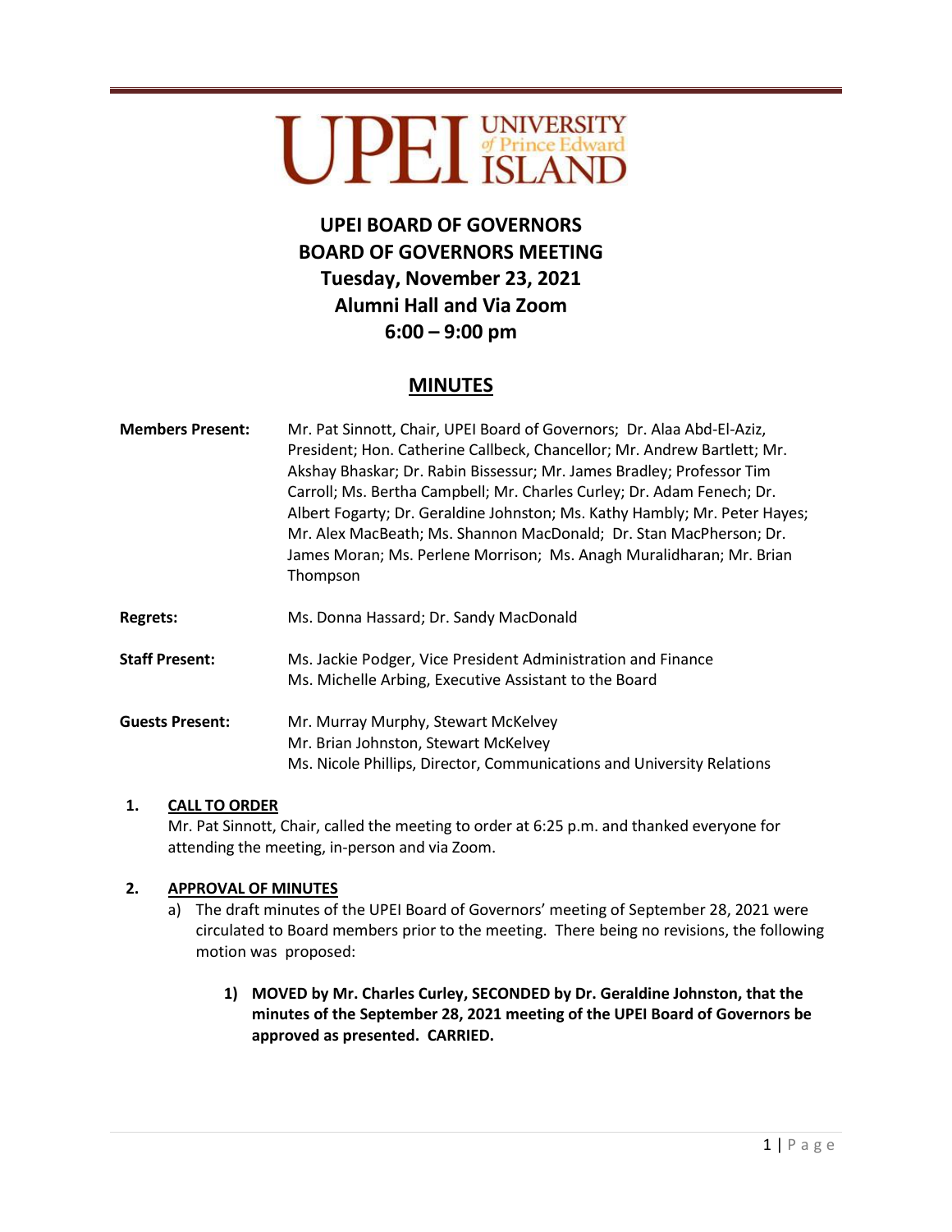# UPEI BOARD OF GOVERNORS
# BOARD OF GOVERNORS MEETING
## Tuesday, November 23, 2021
## Alumni Hall and Via Zoom
## 6:00 – 9:00 pm

## MINUTES

**Members Present:** Mr. Pat Sinnott, Chair, UPEI Board of Governors; Dr. Alaa Abd-El-Aziz, President; Hon. Catherine Callbeck, Chancellor; Mr. Andrew Bartlett; Mr. Akshay Bhaskar; Dr. Rabin Bissessur; Mr. James Bradley; Professor Tim Carroll; Ms. Bertha Campbell; Mr. Charles Curley; Dr. Adam Fenech; Dr. Albert Fogarty; Dr. Geraldine Johnston; Ms. Kathy Hambly; Mr. Peter Hayes; Mr. Alex MacBeath; Ms. Shannon MacDonald; Dr. Stan MacPherson; Dr. James Moran; Ms. Perlene Morrison; Ms. Anagh Muralidharan; Mr. Brian Thompson

**Regrets:** Ms. Donna Hassard; Dr. Sandy MacDonald

**Staff Present:** Ms. Jackie Podger, Vice President Administration and Finance
Ms. Michelle Arbing, Executive Assistant to the Board

**Guests Present:** Mr. Murray Murphy, Stewart McKelvey
Mr. Brian Johnston, Stewart McKelvey
Ms. Nicole Phillips, Director, Communications and University Relations

**1. CALL TO ORDER**

Mr. Pat Sinnott, Chair, called the meeting to order at 6:25 p.m. and thanked everyone for attending the meeting, in-person and via Zoom.

**2. APPROVAL OF MINUTES**

a) The draft minutes of the UPEI Board of Governors' meeting of September 28, 2021 were circulated to Board members prior to the meeting. There being no revisions, the following motion was proposed:

1) **MOVED by Mr. Charles Curley, SECONDED by Dr. Geraldine Johnston, that the minutes of the September 28, 2021 meeting of the UPEI Board of Governors be approved as presented. CARRIED.**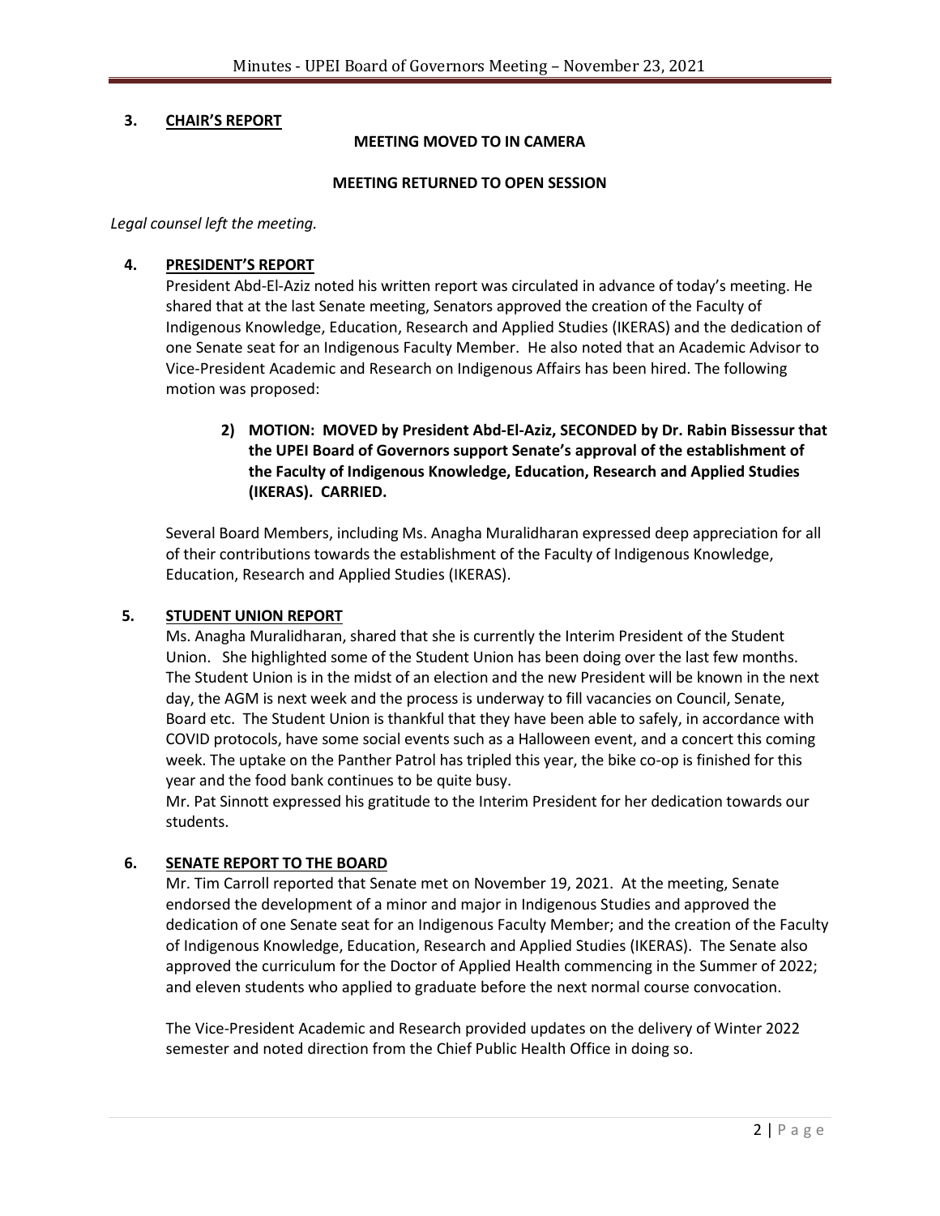## 3. CHAIR'S REPORT

**MEETING MOVED TO IN CAMERA**

**MEETING RETURNED TO OPEN SESSION**

*Legal counsel left the meeting.*

## 4. PRESIDENT'S REPORT

President Abd-El-Aziz noted his written report was circulated in advance of today's meeting. He shared that at the last Senate meeting, Senators approved the creation of the Faculty of Indigenous Knowledge, Education, Research and Applied Studies (IKERAS) and the dedication of one Senate seat for an Indigenous Faculty Member. He also noted that an Academic Advisor to Vice-President Academic and Research on Indigenous Affairs has been hired. The following motion was proposed:

**2) MOTION: MOVED by President Abd-El-Aziz, SECONDED by Dr. Rabin Bissessur that the UPEI Board of Governors support Senate's approval of the establishment of the Faculty of Indigenous Knowledge, Education, Research and Applied Studies (IKERAS). CARRIED.**

Several Board Members, including Ms. Anagha Muralidharan expressed deep appreciation for all of their contributions towards the establishment of the Faculty of Indigenous Knowledge, Education, Research and Applied Studies (IKERAS).

## 5. STUDENT UNION REPORT

Ms. Anagha Muralidharan, shared that she is currently the Interim President of the Student Union. She highlighted some of the Student Union has been doing over the last few months. The Student Union is in the midst of an election and the new President will be known in the next day, the AGM is next week and the process is underway to fill vacancies on Council, Senate, Board etc. The Student Union is thankful that they have been able to safely, in accordance with COVID protocols, have some social events such as a Halloween event, and a concert this coming week. The uptake on the Panther Patrol has tripled this year, the bike co-op is finished for this year and the food bank continues to be quite busy.

Mr. Pat Sinnott expressed his gratitude to the Interim President for her dedication towards our students.

## 6. SENATE REPORT TO THE BOARD

Mr. Tim Carroll reported that Senate met on November 19, 2021. At the meeting, Senate endorsed the development of a minor and major in Indigenous Studies and approved the dedication of one Senate seat for an Indigenous Faculty Member; and the creation of the Faculty of Indigenous Knowledge, Education, Research and Applied Studies (IKERAS). The Senate also approved the curriculum for the Doctor of Applied Health commencing in the Summer of 2022; and eleven students who applied to graduate before the next normal course convocation.

The Vice-President Academic and Research provided updates on the delivery of Winter 2022 semester and noted direction from the Chief Public Health Office in doing so.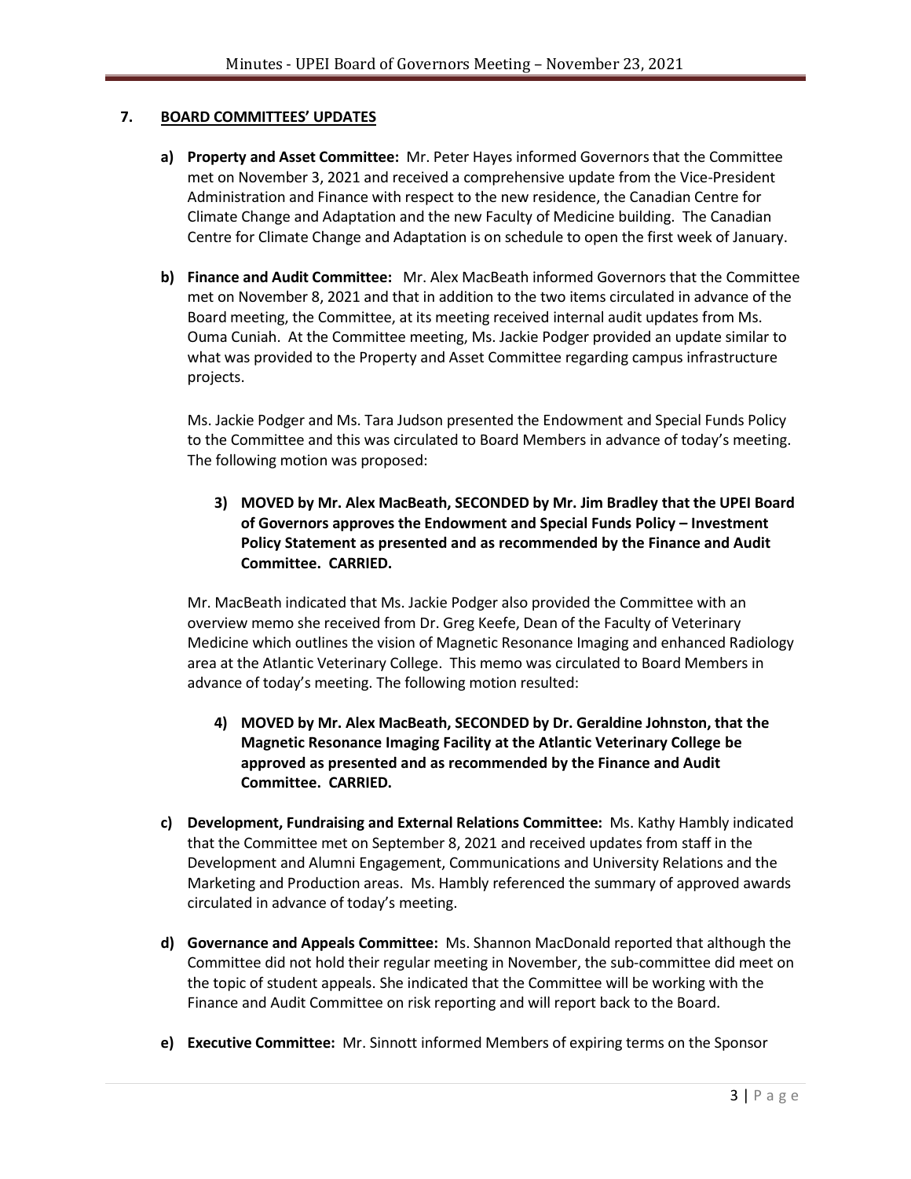## 7. BOARD COMMITTEES' UPDATES

a) **Property and Asset Committee:** Mr. Peter Hayes informed Governors that the Committee met on November 3, 2021 and received a comprehensive update from the Vice-President Administration and Finance with respect to the new residence, the Canadian Centre for Climate Change and Adaptation and the new Faculty of Medicine building. The Canadian Centre for Climate Change and Adaptation is on schedule to open the first week of January.

b) **Finance and Audit Committee:** Mr. Alex MacBeath informed Governors that the Committee met on November 8, 2021 and that in addition to the two items circulated in advance of the Board meeting, the Committee, at its meeting received internal audit updates from Ms. Ouma Cuniah. At the Committee meeting, Ms. Jackie Podger provided an update similar to what was provided to the Property and Asset Committee regarding campus infrastructure projects.

   Ms. Jackie Podger and Ms. Tara Judson presented the Endowment and Special Funds Policy to the Committee and this was circulated to Board Members in advance of today's meeting. The following motion was proposed:

   **3) MOVED by Mr. Alex MacBeath, SECONDED by Mr. Jim Bradley that the UPEI Board of Governors approves the Endowment and Special Funds Policy – Investment Policy Statement as presented and as recommended by the Finance and Audit Committee. CARRIED.**

   Mr. MacBeath indicated that Ms. Jackie Podger also provided the Committee with an overview memo she received from Dr. Greg Keefe, Dean of the Faculty of Veterinary Medicine which outlines the vision of Magnetic Resonance Imaging and enhanced Radiology area at the Atlantic Veterinary College. This memo was circulated to Board Members in advance of today's meeting. The following motion resulted:

   **4) MOVED by Mr. Alex MacBeath, SECONDED by Dr. Geraldine Johnston, that the Magnetic Resonance Imaging Facility at the Atlantic Veterinary College be approved as presented and as recommended by the Finance and Audit Committee. CARRIED.**

c) **Development, Fundraising and External Relations Committee:** Ms. Kathy Hambly indicated that the Committee met on September 8, 2021 and received updates from staff in the Development and Alumni Engagement, Communications and University Relations and the Marketing and Production areas. Ms. Hambly referenced the summary of approved awards circulated in advance of today's meeting.

d) **Governance and Appeals Committee:** Ms. Shannon MacDonald reported that although the Committee did not hold their regular meeting in November, the sub-committee did meet on the topic of student appeals. She indicated that the Committee will be working with the Finance and Audit Committee on risk reporting and will report back to the Board.

e) **Executive Committee:** Mr. Sinnott informed Members of expiring terms on the Sponsor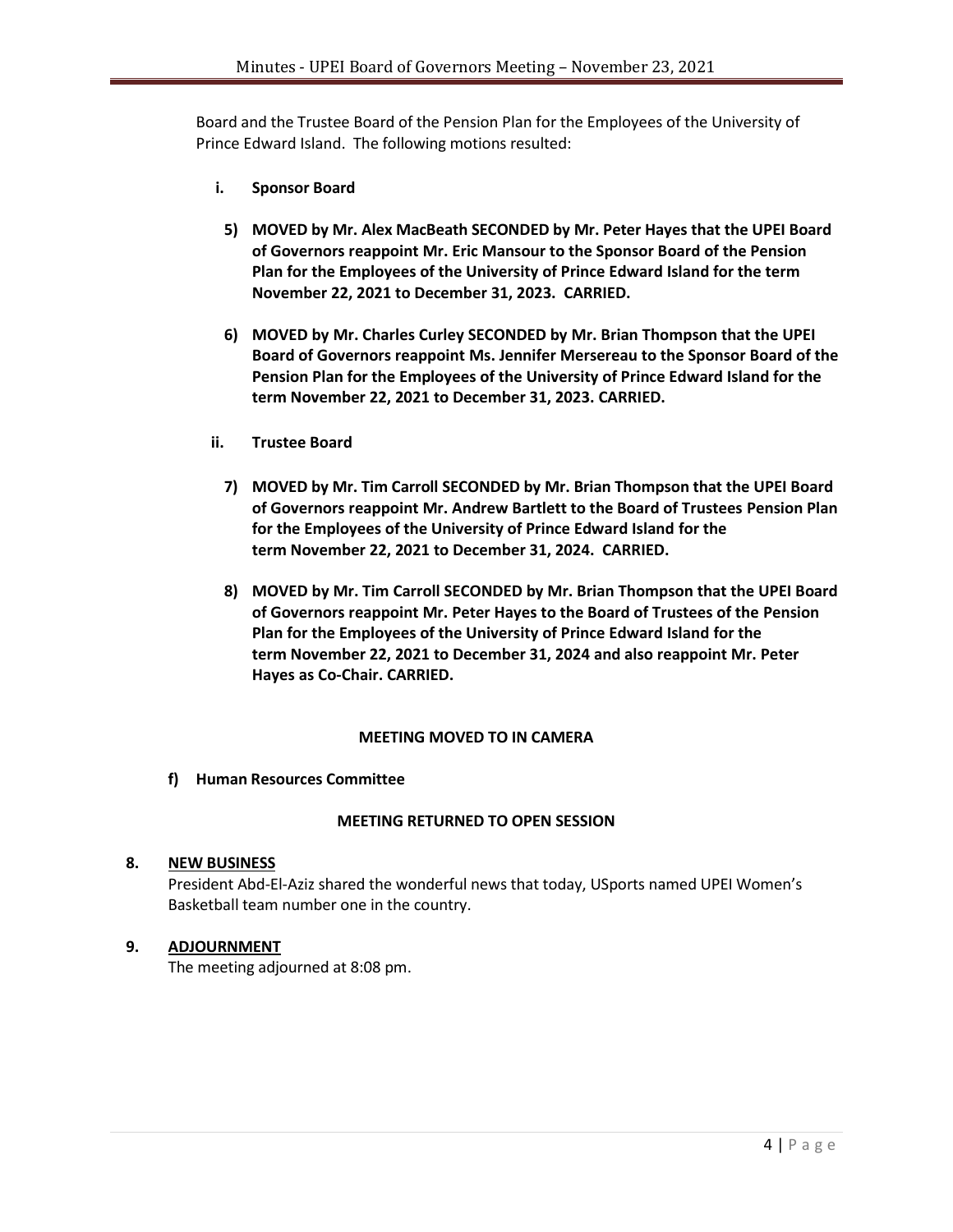Board and the Trustee Board of the Pension Plan for the Employees of the University of Prince Edward Island. The following motions resulted:

**i. Sponsor Board**

**5) MOVED by Mr. Alex MacBeath SECONDED by Mr. Peter Hayes that the UPEI Board of Governors reappoint Mr. Eric Mansour to the Sponsor Board of the Pension Plan for the Employees of the University of Prince Edward Island for the term November 22, 2021 to December 31, 2023. CARRIED.**

**6) MOVED by Mr. Charles Curley SECONDED by Mr. Brian Thompson that the UPEI Board of Governors reappoint Ms. Jennifer Mersereau to the Sponsor Board of the Pension Plan for the Employees of the University of Prince Edward Island for the term November 22, 2021 to December 31, 2023. CARRIED.**

**ii. Trustee Board**

**7) MOVED by Mr. Tim Carroll SECONDED by Mr. Brian Thompson that the UPEI Board of Governors reappoint Mr. Andrew Bartlett to the Board of Trustees Pension Plan for the Employees of the University of Prince Edward Island for the term November 22, 2021 to December 31, 2024. CARRIED.**

**8) MOVED by Mr. Tim Carroll SECONDED by Mr. Brian Thompson that the UPEI Board of Governors reappoint Mr. Peter Hayes to the Board of Trustees of the Pension Plan for the Employees of the University of Prince Edward Island for the term November 22, 2021 to December 31, 2024 and also reappoint Mr. Peter Hayes as Co-Chair. CARRIED.**

**MEETING MOVED TO IN CAMERA**

**f) Human Resources Committee**

**MEETING RETURNED TO OPEN SESSION**

## 8. NEW BUSINESS

President Abd-El-Aziz shared the wonderful news that today, USports named UPEI Women's Basketball team number one in the country.

## 9. ADJOURNMENT

The meeting adjourned at 8:08 pm.